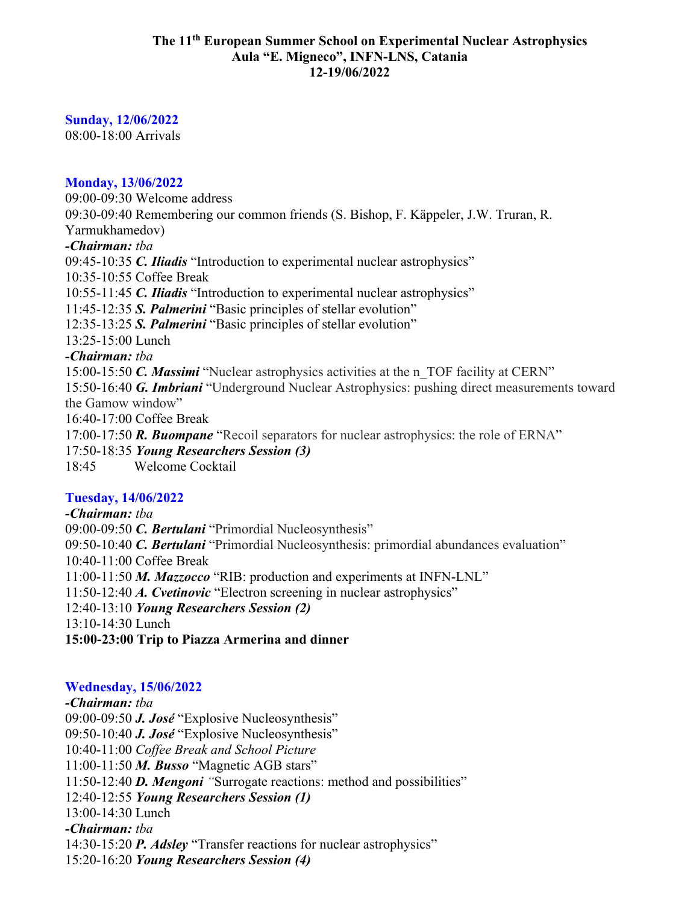# The 11th European Summer School on Experimental Nuclear Astrophysics
## Aula "E. Migneco", INFN-LNS, Catania
## 12-19/06/2022

### Sunday, 12/06/2022

08:00-18:00 Arrivals

### Monday, 13/06/2022

09:00-09:30 Welcome address

09:30-09:40 Remembering our common friends (S. Bishop, F. Käppeler, J.W. Truran, R. Yarmukhamedov)

***-Chairman:*** *tba*

09:45-10:35 ***C. Iliadis*** "Introduction to experimental nuclear astrophysics"

10:35-10:55 Coffee Break

10:55-11:45 ***C. Iliadis*** "Introduction to experimental nuclear astrophysics"

11:45-12:35 ***S. Palmerini*** "Basic principles of stellar evolution"

12:35-13:25 ***S. Palmerini*** "Basic principles of stellar evolution"

13:25-15:00 Lunch

***-Chairman:*** *tba*

15:00-15:50 ***C. Massimi*** "Nuclear astrophysics activities at the n_TOF facility at CERN"

15:50-16:40 ***G. Imbriani*** "Underground Nuclear Astrophysics: pushing direct measurements toward the Gamow window"

16:40-17:00 Coffee Break

17:00-17:50 ***R. Buompane*** "Recoil separators for nuclear astrophysics: the role of ERNA"

17:50-18:35 ***Young Researchers Session (3)***

18:45 Welcome Cocktail

### Tuesday, 14/06/2022

***-Chairman:*** *tba*

09:00-09:50 ***C. Bertulani*** "Primordial Nucleosynthesis"

09:50-10:40 ***C. Bertulani*** "Primordial Nucleosynthesis: primordial abundances evaluation"

10:40-11:00 Coffee Break

11:00-11:50 ***M. Mazzocco*** "RIB: production and experiments at INFN-LNL"

11:50-12:40 ***A. Cvetinovic*** "Electron screening in nuclear astrophysics"

12:40-13:10 ***Young Researchers Session (2)***

13:10-14:30 Lunch

**15:00-23:00 Trip to Piazza Armerina and dinner**

### Wednesday, 15/06/2022

***-Chairman:*** *tba*

09:00-09:50 ***J. José*** "Explosive Nucleosynthesis"

09:50-10:40 ***J. José*** "Explosive Nucleosynthesis"

10:40-11:00 *Coffee Break and School Picture*

11:00-11:50 ***M. Busso*** "Magnetic AGB stars"

11:50-12:40 ***D. Mengoni*** "Surrogate reactions: method and possibilities"

12:40-12:55 ***Young Researchers Session (1)***

13:00-14:30 Lunch

***-Chairman:*** *tba*

14:30-15:20 ***P. Adsley*** "Transfer reactions for nuclear astrophysics"

15:20-16:20 ***Young Researchers Session (4)***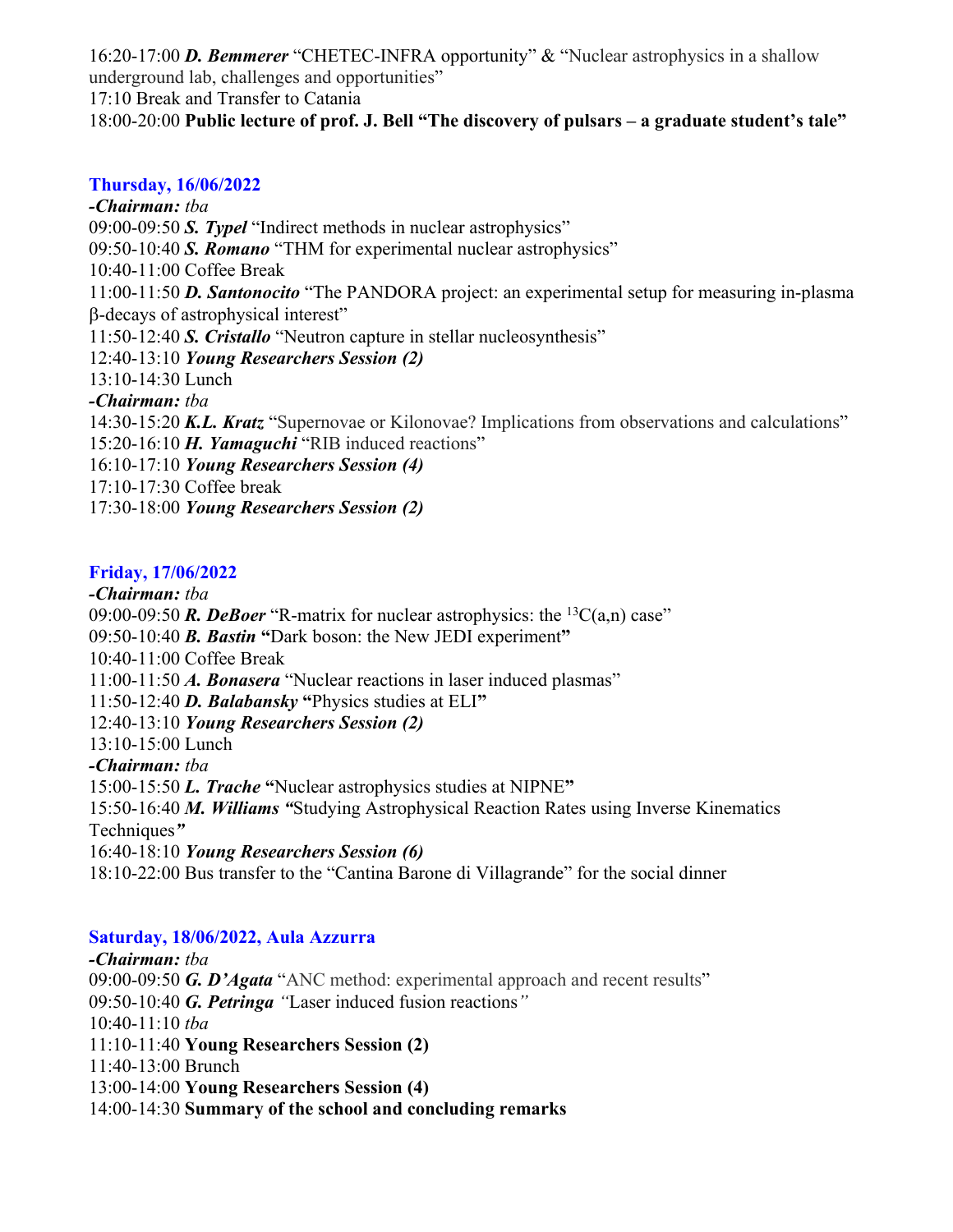16:20-17:00 ***D. Bemmerer*** "CHETEC-INFRA opportunity" & "Nuclear astrophysics in a shallow underground lab, challenges and opportunities"
17:10 Break and Transfer to Catania
18:00-20:00 **Public lecture of prof. J. Bell "The discovery of pulsars – a graduate student's tale"**

## Thursday, 16/06/2022

***-Chairman:*** *tba*
09:00-09:50 ***S. Typel*** "Indirect methods in nuclear astrophysics"
09:50-10:40 ***S. Romano*** "THM for experimental nuclear astrophysics"
10:40-11:00 Coffee Break
11:00-11:50 ***D. Santonocito*** "The PANDORA project: an experimental setup for measuring in-plasma β-decays of astrophysical interest"
11:50-12:40 ***S. Cristallo*** "Neutron capture in stellar nucleosynthesis"
12:40-13:10 ***Young Researchers Session (2)***
13:10-14:30 Lunch
***-Chairman:*** *tba*
14:30-15:20 ***K.L. Kratz*** "Supernovae or Kilonovae? Implications from observations and calculations"
15:20-16:10 ***H. Yamaguchi*** "RIB induced reactions"
16:10-17:10 ***Young Researchers Session (4)***
17:10-17:30 Coffee break
17:30-18:00 ***Young Researchers Session (2)***

## Friday, 17/06/2022

***-Chairman:*** *tba*
09:00-09:50 ***R. DeBoer*** "R-matrix for nuclear astrophysics: the $^{13}C(a,n)$ case"
09:50-10:40 ***B. Bastin*** **"**Dark boson: the New JEDI experiment**"**
10:40-11:00 Coffee Break
11:00-11:50 ***A. Bonasera*** "Nuclear reactions in laser induced plasmas"
11:50-12:40 ***D. Balabansky*** **"**Physics studies at ELI**"**
12:40-13:10 ***Young Researchers Session (2)***
13:10-15:00 Lunch
***-Chairman:*** *tba*
15:00-15:50 ***L. Trache*** **"**Nuclear astrophysics studies at NIPNE**"**
15:50-16:40 ***M. Williams "***Studying Astrophysical Reaction Rates using Inverse Kinematics Techniques***"***
16:40-18:10 ***Young Researchers Session (6)***
18:10-22:00 Bus transfer to the "Cantina Barone di Villagrande" for the social dinner

## Saturday, 18/06/2022, Aula Azzurra

***-Chairman:*** *tba*
09:00-09:50 ***G. D'Agata*** "ANC method: experimental approach and recent results"
09:50-10:40 ***G. Petringa*** *"*Laser induced fusion reactions*"*
10:40-11:10 *tba*
11:10-11:40 **Young Researchers Session (2)**
11:40-13:00 Brunch
13:00-14:00 **Young Researchers Session (4)**
14:00-14:30 **Summary of the school and concluding remarks**